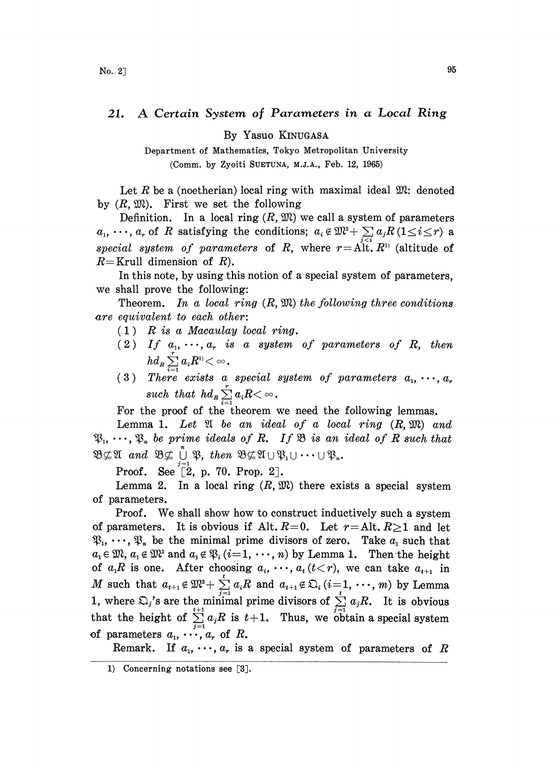## 21. A Certain System of Parameters in a Local Ring

By Yasuo KINUGASA

Department of Mathematics, Tokyo Metropolitan University

(Comm. by Zyoiti SUETUNA, M.J.A., Feb. 12, 1965)

Let $R$ be a (noetherian) local ring with maximal ideal $\mathfrak{M}$: denoted by $(R, \mathfrak{M})$. First we set the following

Definition. In a local ring $(R, \mathfrak{M})$ we call a system of parameters $a_1, \cdots, a_r$ of $R$ satisfying the conditions; $a_i \notin \mathfrak{M}^2 + \sum_{j<i} a_j R \ (1 \leq i \leq r)$ a *special system of parameters* of $R$, where $r = \text{Alt.}\, R$[1] (altitude of $R$ = Krull dimension of $R$).

In this note, by using this notion of a special system of parameters, we shall prove the following:

Theorem. *In a local ring $(R, \mathfrak{M})$ the following three conditions are equivalent to each other*:

(1) *$R$ is a Macaulay local ring.*

(2) *If $a_1, \cdots, a_r$ is a system of parameters of $R$, then $hd_R \sum_{i=1}^{r} a_i R$[1] $< \infty$.*

(3) *There exists a special system of parameters $a_1, \cdots, a_r$ such that $hd_R \sum_{i=1}^{r} a_i R < \infty$.*

For the proof of the theorem we need the following lemmas.

Lemma 1. *Let $\mathfrak{A}$ be an ideal of a local ring $(R, \mathfrak{M})$ and $\mathfrak{P}_1, \cdots, \mathfrak{P}_n$ be prime ideals of $R$. If $\mathfrak{B}$ is an ideal of $R$ such that $\mathfrak{B} \not\subseteq \mathfrak{A}$ and $\mathfrak{B} \not\subseteq \bigcup_{j=1}^{n} \mathfrak{P}_j$, then $\mathfrak{B} \not\subseteq \mathfrak{A} \cup \mathfrak{P}_1 \cup \cdots \cup \mathfrak{P}_n$.*

Proof. See [2, p. 70. Prop. 2].

Lemma 2. In a local ring $(R, \mathfrak{M})$ there exists a special system of parameters.

Proof. We shall show how to construct inductively such a system of parameters. It is obvious if $\text{Alt.}\, R = 0$. Let $r = \text{Alt.}\, R \geq 1$ and let $\mathfrak{P}_1, \cdots, \mathfrak{P}_n$ be the minimal prime divisors of zero. Take $a_1$ such that $a_1 \in \mathfrak{M}$, $a_1 \notin \mathfrak{M}^2$ and $a_1 \notin \mathfrak{P}_i \ (i = 1, \cdots, n)$ by Lemma 1. Then the height of $a_1 R$ is one. After choosing $a_i, \cdots, a_t \ (t < r)$, we can take $a_{t+1}$ in $M$ such that $a_{t+1} \notin \mathfrak{M}^2 + \sum_{j=1}^{t} a_i R$ and $a_{t+1} \notin \mathfrak{Q}_i \ (i = 1, \cdots, m)$ by Lemma 1, where $\mathfrak{Q}_j$'s are the minimal prime divisors of $\sum_{j=1}^{t} a_j R$. It is obvious that the height of $\sum_{j=1}^{t+1} a_j R$ is $t+1$. Thus, we obtain a special system of parameters $a_1, \cdots, a_r$ of $R$.

Remark. If $a_1, \cdots, a_r$ is a special system of parameters of $R$

---

1) Concerning notations see [3].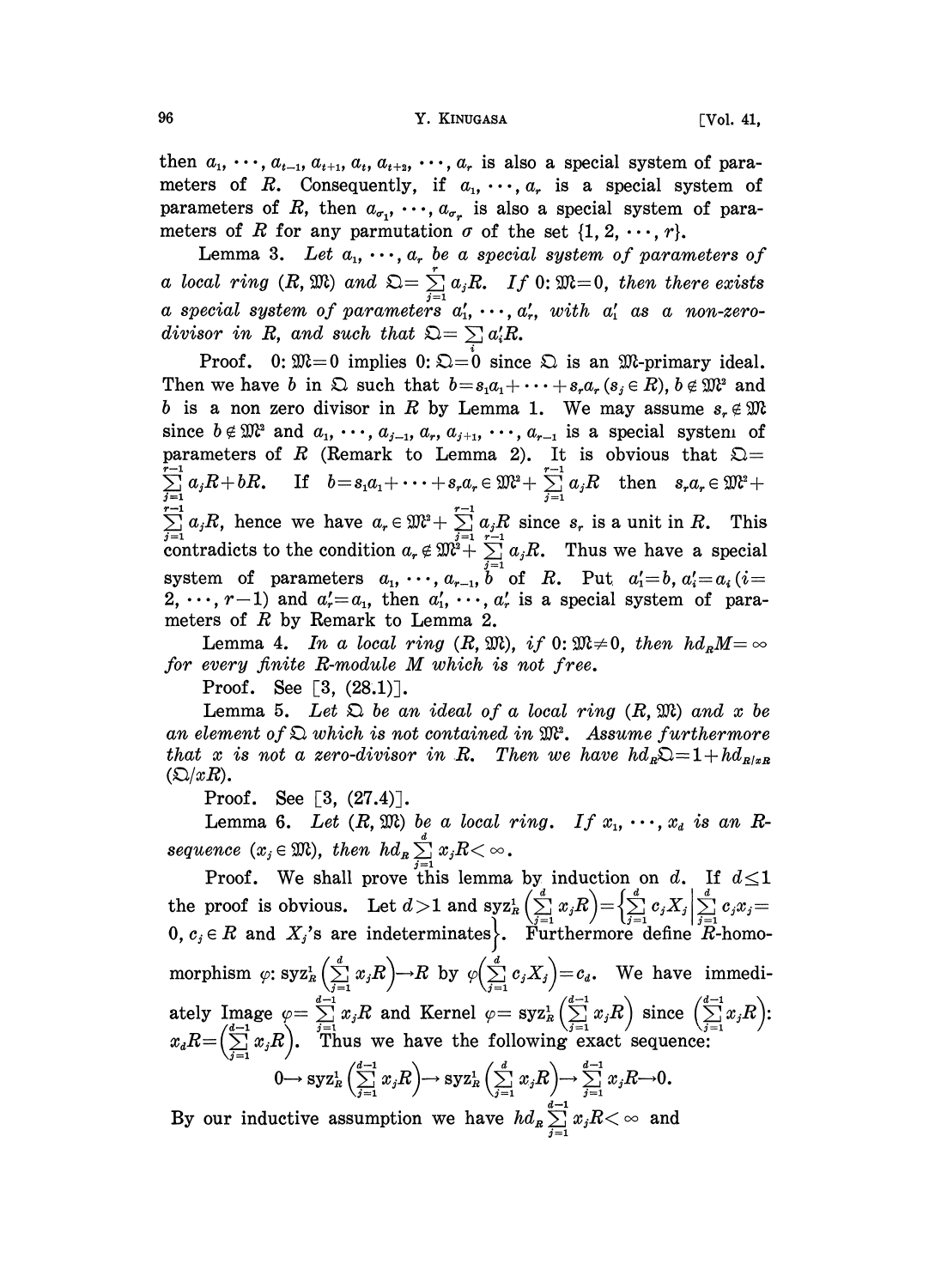then $a_1, \cdots, a_{t-1}, a_{t+1}, a_t, a_{t+2}, \cdots, a_r$ is also a special system of parameters of $R$. Consequently, if $a_1, \cdots, a_r$ is a special system of parameters of $R$, then $a_{\sigma_1}, \cdots, a_{\sigma_r}$ is also a special system of parameters of $R$ for any parmutation $\sigma$ of the set $\{1, 2, \cdots, r\}$.

Lemma 3. *Let $a_1, \cdots, a_r$ be a special system of parameters of a local ring $(R, \mathfrak{M})$ and $\mathfrak{Q} = \sum_{j=1}^{r} a_j R$. If $0 : \mathfrak{M} = 0$, then there exists a special system of parameters $a'_1, \cdots, a'_r$, with $a'_1$ as a non-zero-divisor in $R$, and such that $\mathfrak{Q} = \sum_i a'_i R$.*

Proof. $0 : \mathfrak{M} = 0$ implies $0 : \mathfrak{Q} = 0$ since $\mathfrak{Q}$ is an $\mathfrak{M}$-primary ideal. Then we have $b$ in $\mathfrak{Q}$ such that $b = s_1 a_1 + \cdots + s_r a_r$ $(s_j \in R)$, $b \notin \mathfrak{M}^2$ and $b$ is a non zero divisor in $R$ by Lemma 1. We may assume $s_r \notin \mathfrak{M}$ since $b \notin \mathfrak{M}^2$ and $a_1, \cdots, a_{j-1}, a_r, a_{j+1}, \cdots, a_{r-1}$ is a special system of parameters of $R$ (Remark to Lemma 2). It is obvious that $\mathfrak{Q} = \sum_{j=1}^{r-1} a_j R + bR$. If $b = s_1 a_1 + \cdots + s_r a_r \in \mathfrak{M}^2 + \sum_{j=1}^{r-1} a_j R$ then $s_r a_r \in \mathfrak{M}^2 + \sum_{j=1}^{r-1} a_j R$, hence we have $a_r \in \mathfrak{M}^2 + \sum_{j=1}^{r-1} a_j R$ since $s_r$ is a unit in $R$. This contradicts to the condition $a_r \notin \mathfrak{M}^2 + \sum_{j=1}^{r-1} a_j R$. Thus we have a special system of parameters $a_1, \cdots, a_{r-1}, b$ of $R$. Put $a'_1 = b$, $a'_i = a_i$ $(i = 2, \cdots, r-1)$ and $a'_r = a_1$, then $a'_1, \cdots, a'_r$ is a special system of parameters of $R$ by Remark to Lemma 2.

Lemma 4. *In a local ring $(R, \mathfrak{M})$, if $0 : \mathfrak{M} \neq 0$, then $hd_R M = \infty$ for every finite $R$-module $M$ which is not free.*

Proof. See [3, (28.1)].

Lemma 5. *Let $\mathfrak{Q}$ be an ideal of a local ring $(R, \mathfrak{M})$ and $x$ be an element of $\mathfrak{Q}$ which is not contained in $\mathfrak{M}^2$. Assume furthermore that $x$ is not a zero-divisor in $R$. Then we have $hd_R \mathfrak{Q} = 1 + hd_{R/xR} (\mathfrak{Q}/xR)$.*

Proof. See [3, (27.4)].

Lemma 6. *Let $(R, \mathfrak{M})$ be a local ring. If $x_1, \cdots, x_d$ is an $R$-sequence $(x_j \in \mathfrak{M})$, then $hd_R \sum_{j=1}^{d} x_j R < \infty$.*

Proof. We shall prove this lemma by induction on $d$. If $d \leq 1$ the proof is obvious. Let $d > 1$ and $\operatorname{syz}_R^1 \left( \sum_{j=1}^{d} x_j R \right) = \left\{ \sum_{j=1}^{d} c_j X_j \,\middle|\, \sum_{j=1}^{d} c_j x_j = 0, c_j \in R \text{ and } X_j\text{'s are indeterminates} \right\}$. Furthermore define $R$-homomorphism $\varphi : \operatorname{syz}_R^1 \left( \sum_{j=1}^{d} x_j R \right) \to R$ by $\varphi \left( \sum_{j=1}^{d} c_j X_j \right) = c_d$. We have immediately Image $\varphi = \sum_{j=1}^{d-1} x_j R$ and Kernel $\varphi = \operatorname{syz}_R^1 \left( \sum_{j=1}^{d-1} x_j R \right)$ since $\left( \sum_{j=1}^{d-1} x_j R \right) : x_d R = \left( \sum_{j=1}^{d-1} x_j R \right)$. Thus we have the following exact sequence:

$$0 \to \operatorname{syz}_R^1 \left( \sum_{j=1}^{d-1} x_j R \right) \to \operatorname{syz}_R^1 \left( \sum_{j=1}^{d} x_j R \right) \to \sum_{j=1}^{d-1} x_j R \to 0.$$

By our inductive assumption we have $hd_R \sum_{j=1}^{d-1} x_j R < \infty$ and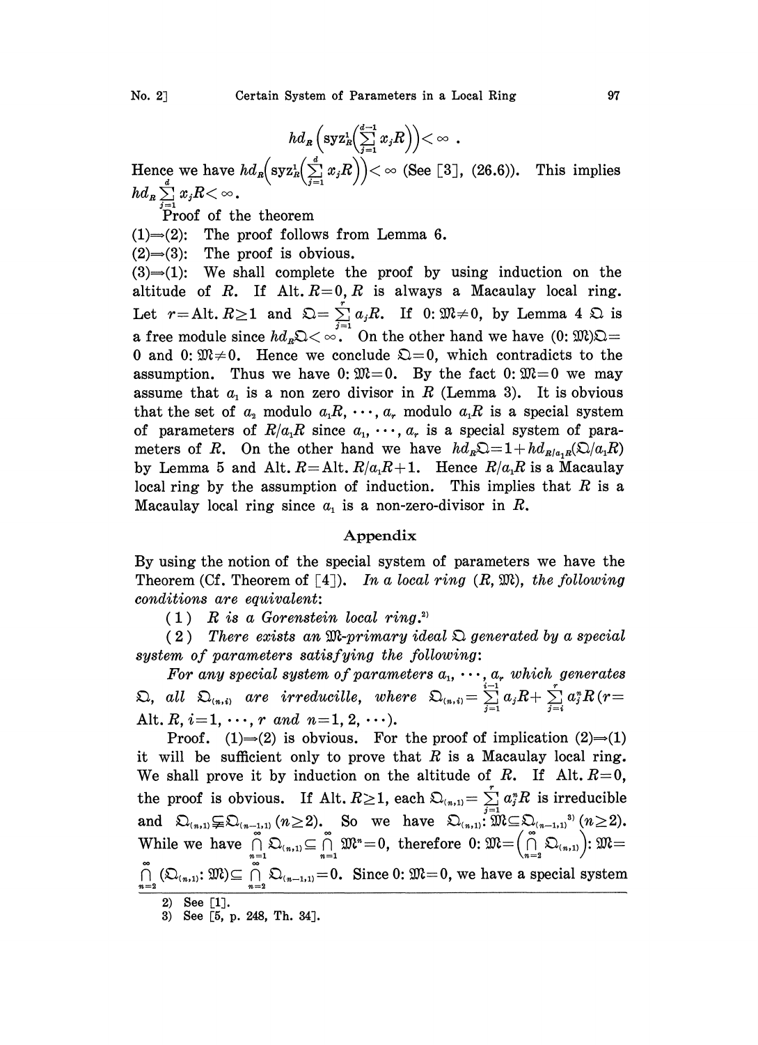$$hd_R\left(\mathrm{syz}^1_R\left(\sum_{j=1}^{d-1} x_jR\right)\right)<\infty .$$

Hence we have $hd_R\left(\mathrm{syz}^1_R\left(\sum_{j=1}^{d} x_jR\right)\right)<\infty$ (See [3], (26.6)). This implies $hd_R \sum_{j=1}^{d} x_jR<\infty$.

Proof of the theorem

(1)$\Rightarrow$(2): The proof follows from Lemma 6.

(2)$\Rightarrow$(3): The proof is obvious.

(3)$\Rightarrow$(1): We shall complete the proof by using induction on the altitude of $R$. If $\mathrm{Alt.}\, R=0$, $R$ is always a Macaulay local ring. Let $r=\mathrm{Alt.}\, R\geq 1$ and $\mathfrak{Q}=\sum_{j=1}^{r} a_jR$. If $0:\mathfrak{M}\neq 0$, by Lemma 4 $\mathfrak{Q}$ is a free module since $hd_R\mathfrak{Q}<\infty$. On the other hand we have $(0:\mathfrak{M})\mathfrak{Q}=0$ and $0:\mathfrak{M}\neq 0$. Hence we conclude $\mathfrak{Q}=0$, which contradicts to the assumption. Thus we have $0:\mathfrak{M}=0$. By the fact $0:\mathfrak{M}=0$ we may assume that $a_1$ is a non zero divisor in $R$ (Lemma 3). It is obvious that the set of $a_2$ modulo $a_1R, \cdots, a_r$ modulo $a_1R$ is a special system of parameters of $R/a_1R$ since $a_1, \cdots, a_r$ is a special system of parameters of $R$. On the other hand we have $hd_R\mathfrak{Q}=1+hd_{R/a_1R}(\mathfrak{Q}/a_1R)$ by Lemma 5 and $\mathrm{Alt.}\, R=\mathrm{Alt.}\, R/a_1R+1$. Hence $R/a_1R$ is a Macaulay local ring by the assumption of induction. This implies that $R$ is a Macaulay local ring since $a_1$ is a non-zero-divisor in $R$.

## Appendix

By using the notion of the special system of parameters we have the Theorem (Cf. Theorem of [4]). *In a local ring $(R, \mathfrak{M})$, the following conditions are equivalent*:

(1) *$R$ is a Gorenstein local ring.*[2]

(2) *There exists an $\mathfrak{M}$-primary ideal $\mathfrak{Q}$ generated by a special system of parameters satisfying the following:*

*For any special system of parameters $a_1, \cdots, a_r$ which generates $\mathfrak{Q}$, all $\mathfrak{Q}_{(n,i)}$ are irreducille, where $\mathfrak{Q}_{(n,i)}=\sum_{j=1}^{i-1} a_jR+\sum_{j=i}^{r} a_j^nR$ ($r=\mathrm{Alt.}\, R$, $i=1, \cdots, r$ and $n=1, 2, \cdots$).*

Proof. (1)$\Rightarrow$(2) is obvious. For the proof of implication (2)$\Rightarrow$(1) it will be sufficient only to prove that $R$ is a Macaulay local ring. We shall prove it by induction on the altitude of $R$. If $\mathrm{Alt.}\, R=0$, the proof is obvious. If $\mathrm{Alt.}\, R\geq 1$, each $\mathfrak{Q}_{(n,1)}=\sum_{j=1}^{r} a_j^nR$ is irreducible and $\mathfrak{Q}_{(n,1)}\subsetneqq\mathfrak{Q}_{(n-1,1)}$ $(n\geq 2)$. So we have $\mathfrak{Q}_{(n,1)}:\mathfrak{M}\subseteq\mathfrak{Q}_{(n-1,1)}$[3] $(n\geq 2)$. While we have $\bigcap_{n=1}^{\infty}\mathfrak{Q}_{(n,1)}\subseteq\bigcap_{n=1}^{\infty}\mathfrak{M}^n=0$, therefore $0:\mathfrak{M}=\left(\bigcap_{n=2}^{\infty}\mathfrak{Q}_{(n,1)}\right):\mathfrak{M}=\bigcap_{n=2}^{\infty}(\mathfrak{Q}_{(n,1)}:\mathfrak{M})\subseteq\bigcap_{n=2}^{\infty}\mathfrak{Q}_{(n-1,1)}=0$. Since $0:\mathfrak{M}=0$, we have a special system

---

2) See [1].

3) See [5, p. 248, Th. 34].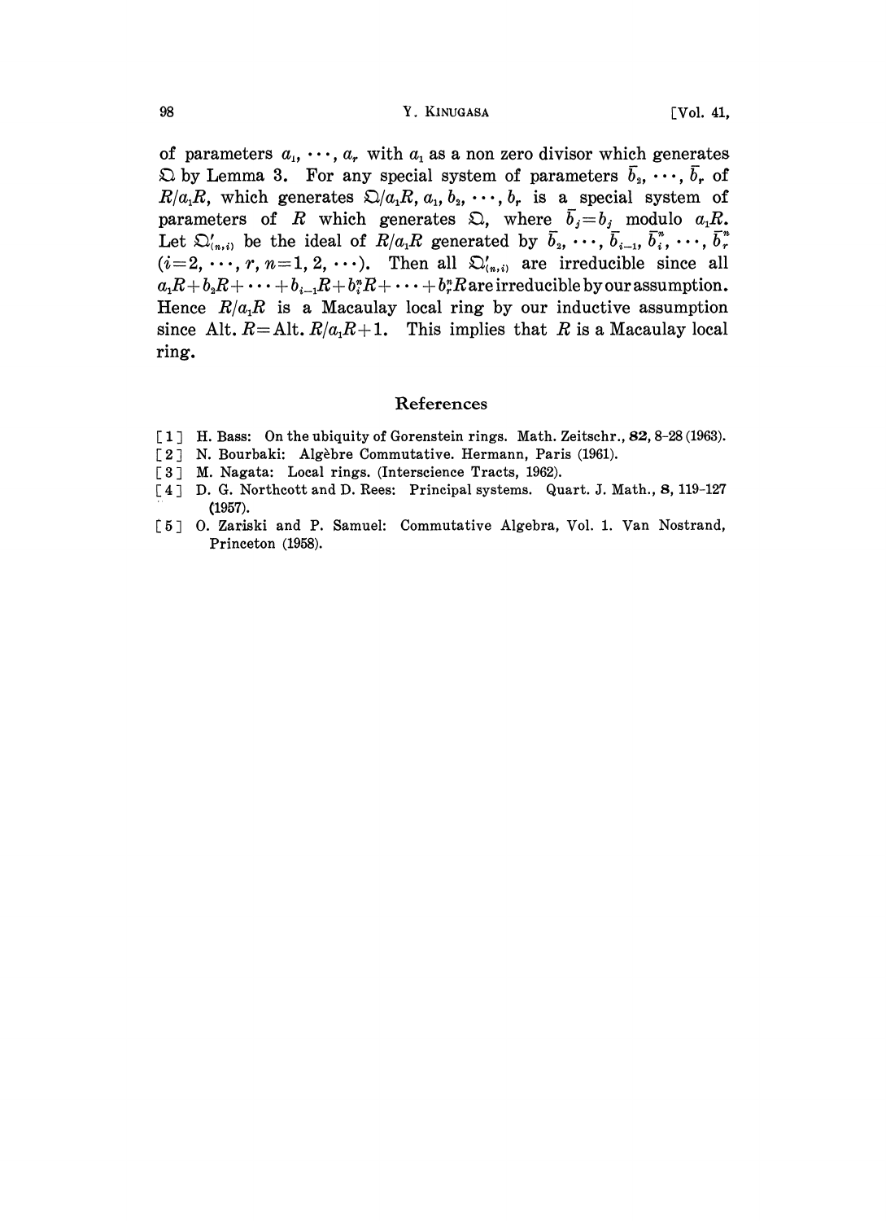of parameters $a_1, \cdots, a_r$ with $a_1$ as a non zero divisor which generates $\mathfrak{Q}$ by Lemma 3. For any special system of parameters $\bar{b}_2, \cdots, \bar{b}_r$ of $R/a_1R$, which generates $\mathfrak{Q}/a_1R$, $a_1, b_2, \cdots, b_r$ is a special system of parameters of $R$ which generates $\mathfrak{Q}$, where $\bar{b}_j = b_j$ modulo $a_1R$. Let $\mathfrak{Q}'_{(n,i)}$ be the ideal of $R/a_1R$ generated by $\bar{b}_2, \cdots, \bar{b}_{i-1}, \bar{b}_i^n, \cdots, \bar{b}_r^n$ $(i=2, \cdots, r, n=1, 2, \cdots)$. Then all $\mathfrak{Q}'_{(n,i)}$ are irreducible since all $a_1R + b_2R + \cdots + b_{i-1}R + b_i^nR + \cdots + b_r^nR$ are irreducible by our assumption. Hence $R/a_1R$ is a Macaulay local ring by our inductive assumption since Alt. $R =$ Alt. $R/a_1R + 1$. This implies that $R$ is a Macaulay local ring.

## References

[1] H. Bass: On the ubiquity of Gorenstein rings. Math. Zeitschr., **82**, 8-28 (1963).

[2] N. Bourbaki: Algèbre Commutative. Hermann, Paris (1961).

[3] M. Nagata: Local rings. (Interscience Tracts, 1962).

[4] D. G. Northcott and D. Rees: Principal systems. Quart. J. Math., **8**, 119-127 (1957).

[5] O. Zariski and P. Samuel: Commutative Algebra, Vol. 1. Van Nostrand, Princeton (1958).